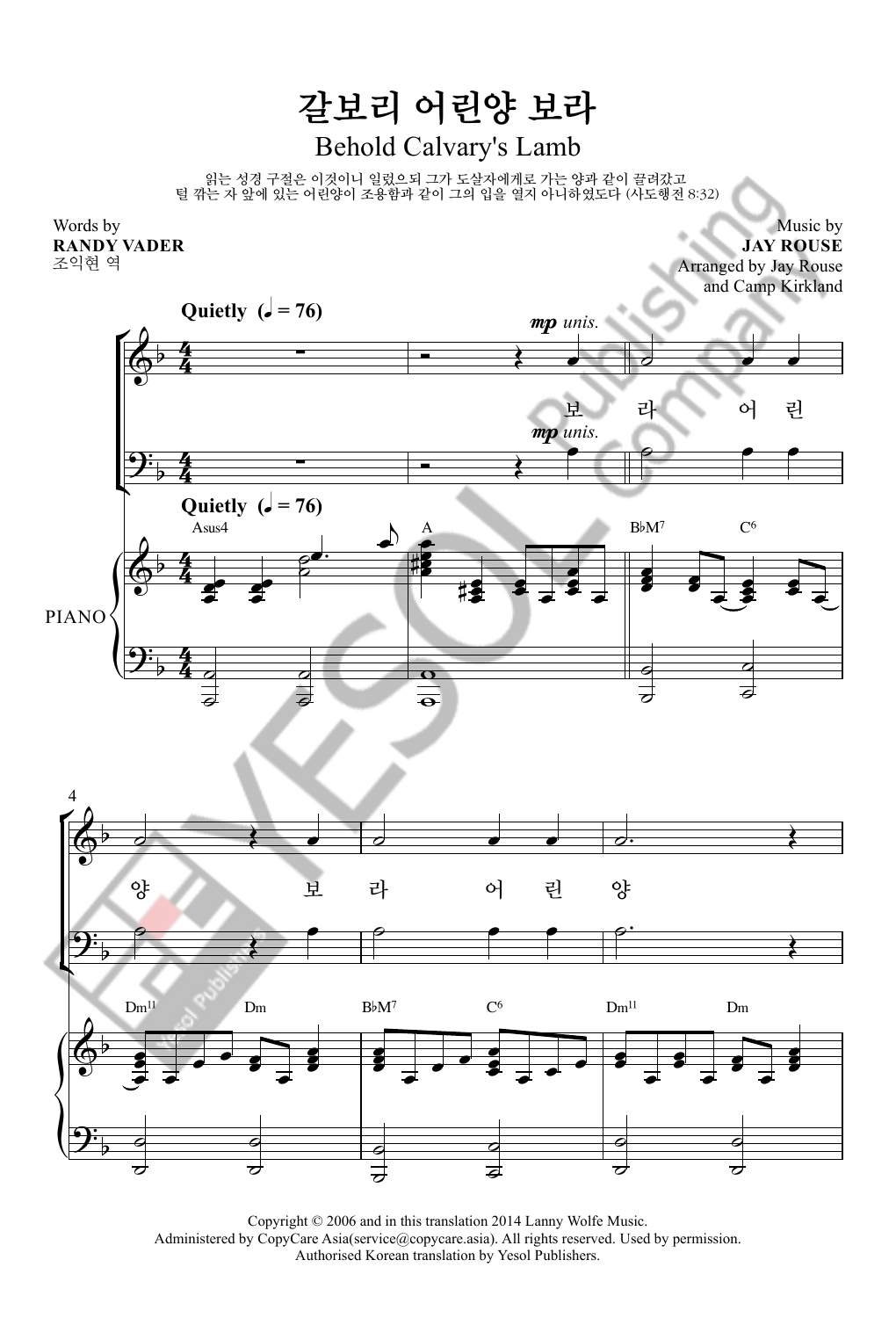# 갈보리 어린양 보라

## Behold Calvary's Lamb

읽는 성경 구절은 이것이니 일렀으되 그가 도살자에게로 가는 양과 같이 끌려갔고
털 깎는 자 앞에 있는 어린양이 조용함과 같이 그의 입을 열지 아니하였도다 (사도행전 8:32)

Words by
**RANDY VADER**
조익현 역

Music by
**JAY ROUSE**
Arranged by Jay Rouse
and Camp Kirkland

Copyright © 2006 and in this translation 2014 Lanny Wolfe Music.
Administered by CopyCare Asia(service@copycare.asia). All rights reserved. Used by permission.
Authorised Korean translation by Yesol Publishers.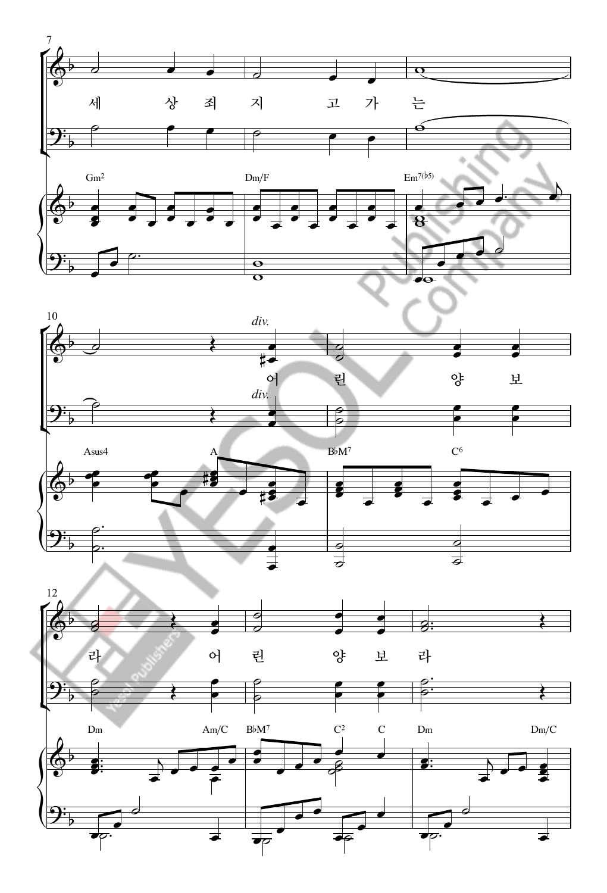7

세 상 죄 지 고 가 는

Gm2 Dm/F Em7(♭5)

10

*div.*

어 린 양 보

*div.*

Asus4 A B♭M7 C6

12

라 어 린 양 보 라

Dm Am/C B♭M7 C2 C Dm Dm/C